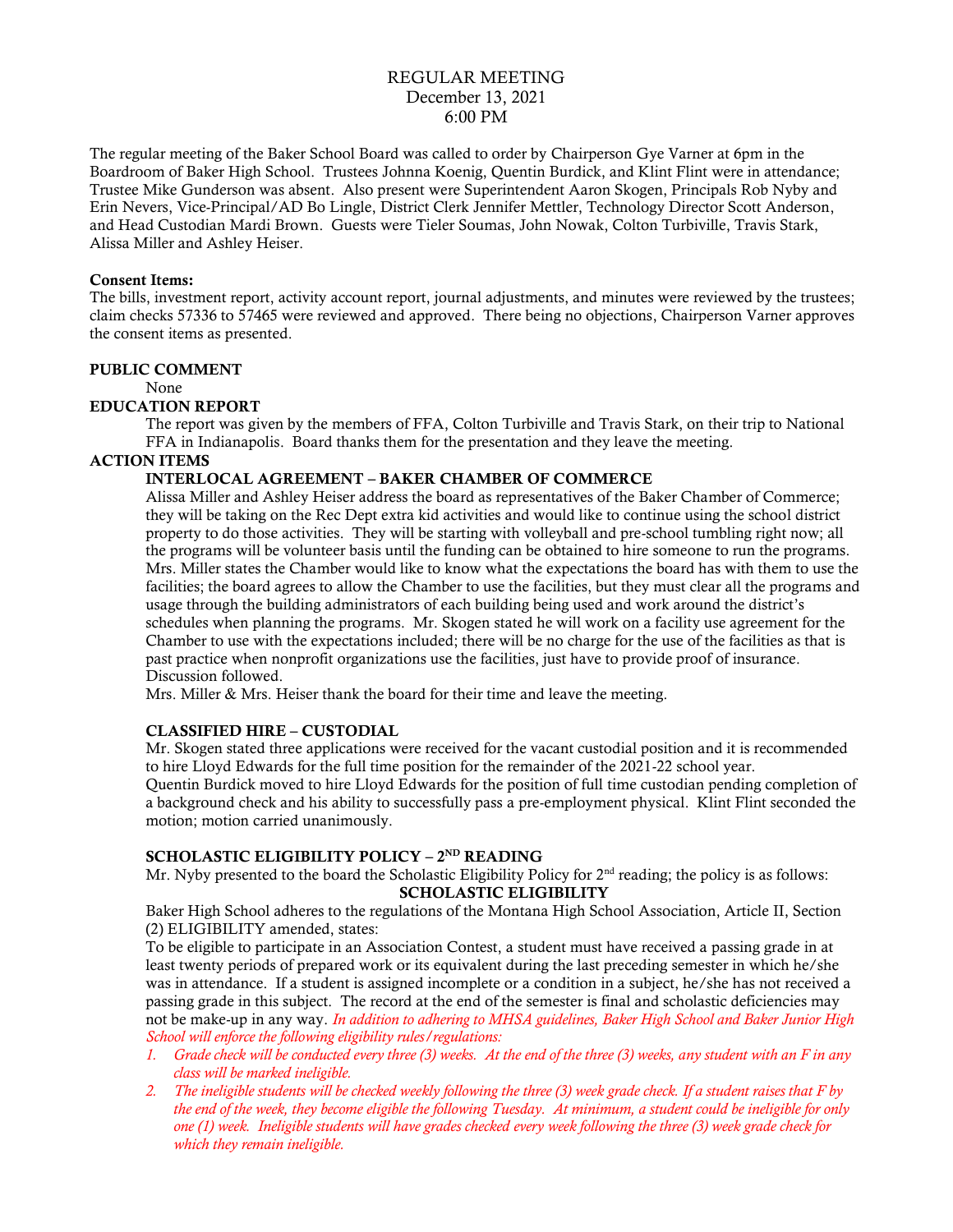# REGULAR MEETING
## December 13, 2021
## 6:00 PM

The regular meeting of the Baker School Board was called to order by Chairperson Gye Varner at 6pm in the Boardroom of Baker High School. Trustees Johnna Koenig, Quentin Burdick, and Klint Flint were in attendance; Trustee Mike Gunderson was absent. Also present were Superintendent Aaron Skogen, Principals Rob Nyby and Erin Nevers, Vice-Principal/AD Bo Lingle, District Clerk Jennifer Mettler, Technology Director Scott Anderson, and Head Custodian Mardi Brown. Guests were Tieler Soumas, John Nowak, Colton Turbiville, Travis Stark, Alissa Miller and Ashley Heiser.

**Consent Items:**
The bills, investment report, activity account report, journal adjustments, and minutes were reviewed by the trustees; claim checks 57336 to 57465 were reviewed and approved. There being no objections, Chairperson Varner approves the consent items as presented.

**PUBLIC COMMENT**

None

**EDUCATION REPORT**

The report was given by the members of FFA, Colton Turbiville and Travis Stark, on their trip to National FFA in Indianapolis. Board thanks them for the presentation and they leave the meeting.

**ACTION ITEMS**

**INTERLOCAL AGREEMENT – BAKER CHAMBER OF COMMERCE**

Alissa Miller and Ashley Heiser address the board as representatives of the Baker Chamber of Commerce; they will be taking on the Rec Dept extra kid activities and would like to continue using the school district property to do those activities. They will be starting with volleyball and pre-school tumbling right now; all the programs will be volunteer basis until the funding can be obtained to hire someone to run the programs. Mrs. Miller states the Chamber would like to know what the expectations the board has with them to use the facilities; the board agrees to allow the Chamber to use the facilities, but they must clear all the programs and usage through the building administrators of each building being used and work around the district's schedules when planning the programs. Mr. Skogen stated he will work on a facility use agreement for the Chamber to use with the expectations included; there will be no charge for the use of the facilities as that is past practice when nonprofit organizations use the facilities, just have to provide proof of insurance. Discussion followed.

Mrs. Miller & Mrs. Heiser thank the board for their time and leave the meeting.

**CLASSIFIED HIRE – CUSTODIAL**

Mr. Skogen stated three applications were received for the vacant custodial position and it is recommended to hire Lloyd Edwards for the full time position for the remainder of the 2021-22 school year.

Quentin Burdick moved to hire Lloyd Edwards for the position of full time custodian pending completion of a background check and his ability to successfully pass a pre-employment physical. Klint Flint seconded the motion; motion carried unanimously.

**SCHOLASTIC ELIGIBILITY POLICY – 2ND READING**

Mr. Nyby presented to the board the Scholastic Eligibility Policy for 2nd reading; the policy is as follows:

**SCHOLASTIC ELIGIBILITY**

Baker High School adheres to the regulations of the Montana High School Association, Article II, Section (2) ELIGIBILITY amended, states:

To be eligible to participate in an Association Contest, a student must have received a passing grade in at least twenty periods of prepared work or its equivalent during the last preceding semester in which he/she was in attendance. If a student is assigned incomplete or a condition in a subject, he/she has not received a passing grade in this subject. The record at the end of the semester is final and scholastic deficiencies may not be make-up in any way. *In addition to adhering to MHSA guidelines, Baker High School and Baker Junior High School will enforce the following eligibility rules/regulations:*

1. *Grade check will be conducted every three (3) weeks. At the end of the three (3) weeks, any student with an F in any class will be marked ineligible.*
2. *The ineligible students will be checked weekly following the three (3) week grade check. If a student raises that F by the end of the week, they become eligible the following Tuesday. At minimum, a student could be ineligible for only one (1) week. Ineligible students will have grades checked every week following the three (3) week grade check for which they remain ineligible.*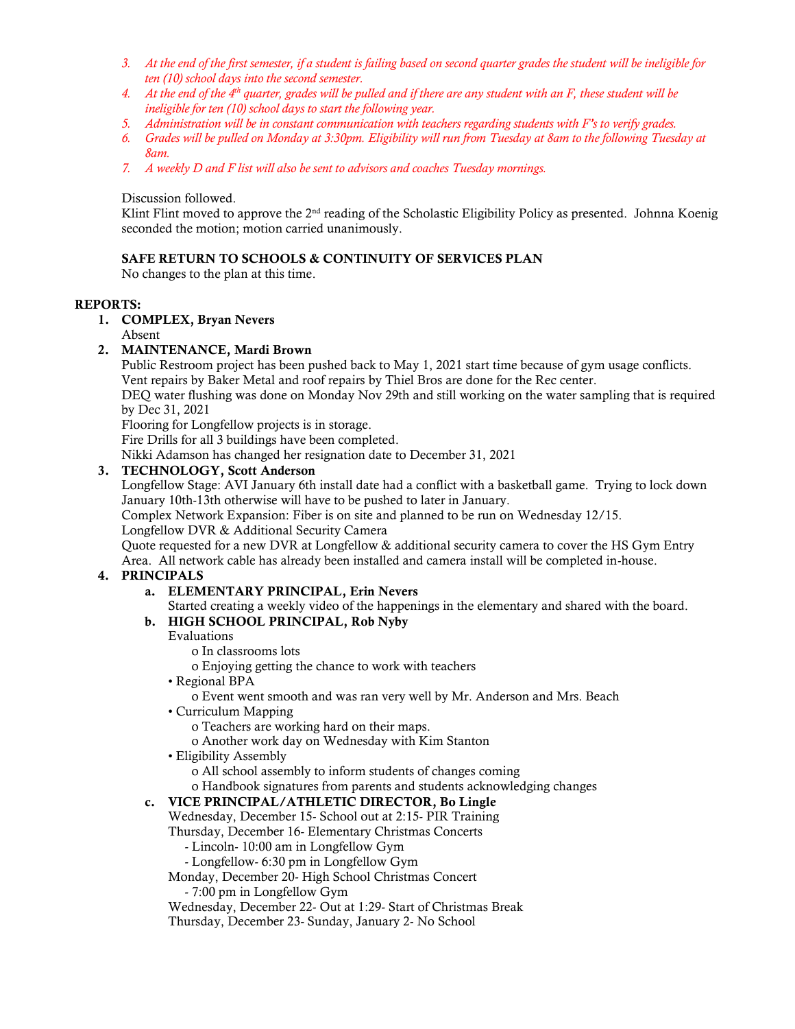3. *At the end of the first semester, if a student is failing based on second quarter grades the student will be ineligible for ten (10) school days into the second semester.*
4. *At the end of the 4th quarter, grades will be pulled and if there are any student with an F, these student will be ineligible for ten (10) school days to start the following year.*
5. *Administration will be in constant communication with teachers regarding students with F's to verify grades.*
6. *Grades will be pulled on Monday at 3:30pm. Eligibility will run from Tuesday at 8am to the following Tuesday at 8am.*
7. *A weekly D and F list will also be sent to advisors and coaches Tuesday mornings.*

Discussion followed.
Klint Flint moved to approve the 2nd reading of the Scholastic Eligibility Policy as presented. Johnna Koenig seconded the motion; motion carried unanimously.

**SAFE RETURN TO SCHOOLS & CONTINUITY OF SERVICES PLAN**
No changes to the plan at this time.

**REPORTS:**

1. **COMPLEX, Bryan Nevers**
   Absent
2. **MAINTENANCE, Mardi Brown**
   Public Restroom project has been pushed back to May 1, 2021 start time because of gym usage conflicts.
   Vent repairs by Baker Metal and roof repairs by Thiel Bros are done for the Rec center.
   DEQ water flushing was done on Monday Nov 29th and still working on the water sampling that is required by Dec 31, 2021
   Flooring for Longfellow projects is in storage.
   Fire Drills for all 3 buildings have been completed.
   Nikki Adamson has changed her resignation date to December 31, 2021
3. **TECHNOLOGY, Scott Anderson**
   Longfellow Stage: AVI January 6th install date had a conflict with a basketball game. Trying to lock down January 10th-13th otherwise will have to be pushed to later in January.
   Complex Network Expansion: Fiber is on site and planned to be run on Wednesday 12/15.
   Longfellow DVR & Additional Security Camera
   Quote requested for a new DVR at Longfellow & additional security camera to cover the HS Gym Entry Area. All network cable has already been installed and camera install will be completed in-house.
4. **PRINCIPALS**
   a. **ELEMENTARY PRINCIPAL, Erin Nevers**
      Started creating a weekly video of the happenings in the elementary and shared with the board.
   b. **HIGH SCHOOL PRINCIPAL, Rob Nyby**
      Evaluations
      - o In classrooms lots
      - o Enjoying getting the chance to work with teachers

      • Regional BPA
      - o Event went smooth and was ran very well by Mr. Anderson and Mrs. Beach

      • Curriculum Mapping
      - o Teachers are working hard on their maps.
      - o Another work day on Wednesday with Kim Stanton

      • Eligibility Assembly
      - o All school assembly to inform students of changes coming
      - o Handbook signatures from parents and students acknowledging changes
   c. **VICE PRINCIPAL/ATHLETIC DIRECTOR, Bo Lingle**
      Wednesday, December 15- School out at 2:15- PIR Training
      Thursday, December 16- Elementary Christmas Concerts
      - Lincoln- 10:00 am in Longfellow Gym
      - Longfellow- 6:30 pm in Longfellow Gym

      Monday, December 20- High School Christmas Concert
      - 7:00 pm in Longfellow Gym

      Wednesday, December 22- Out at 1:29- Start of Christmas Break
      Thursday, December 23- Sunday, January 2- No School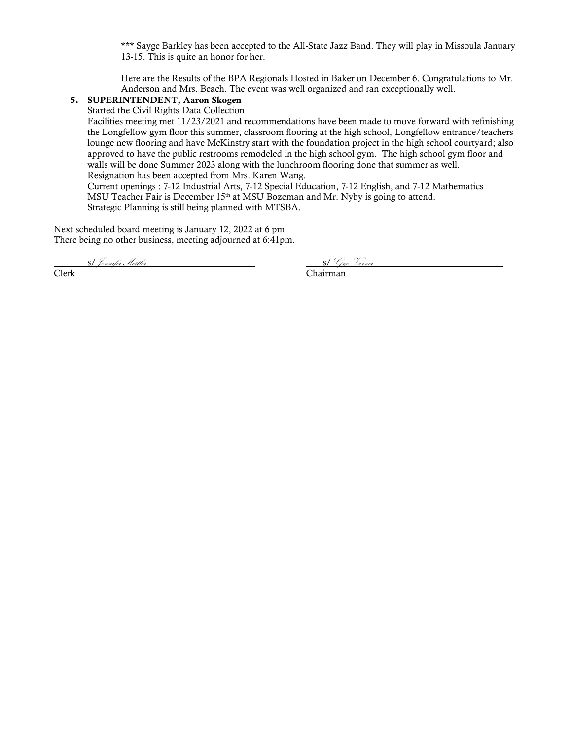*** Sayge Barkley has been accepted to the All-State Jazz Band. They will play in Missoula January 13-15. This is quite an honor for her.

Here are the Results of the BPA Regionals Hosted in Baker on December 6. Congratulations to Mr. Anderson and Mrs. Beach. The event was well organized and ran exceptionally well.

5. **SUPERINTENDENT, Aaron Skogen**

Started the Civil Rights Data Collection

Facilities meeting met 11/23/2021 and recommendations have been made to move forward with refinishing the Longfellow gym floor this summer, classroom flooring at the high school, Longfellow entrance/teachers lounge new flooring and have McKinstry start with the foundation project in the high school courtyard; also approved to have the public restrooms remodeled in the high school gym. The high school gym floor and walls will be done Summer 2023 along with the lunchroom flooring done that summer as well.

Resignation has been accepted from Mrs. Karen Wang.

Current openings : 7-12 Industrial Arts, 7-12 Special Education, 7-12 English, and 7-12 Mathematics

MSU Teacher Fair is December 15th at MSU Bozeman and Mr. Nyby is going to attend.

Strategic Planning is still being planned with MTSBA.

Next scheduled board meeting is January 12, 2022 at 6 pm.

There being no other business, meeting adjourned at 6:41pm.

s/ *Jennifer Mettler*
Clerk

s/ *Gye Varner*
Chairman